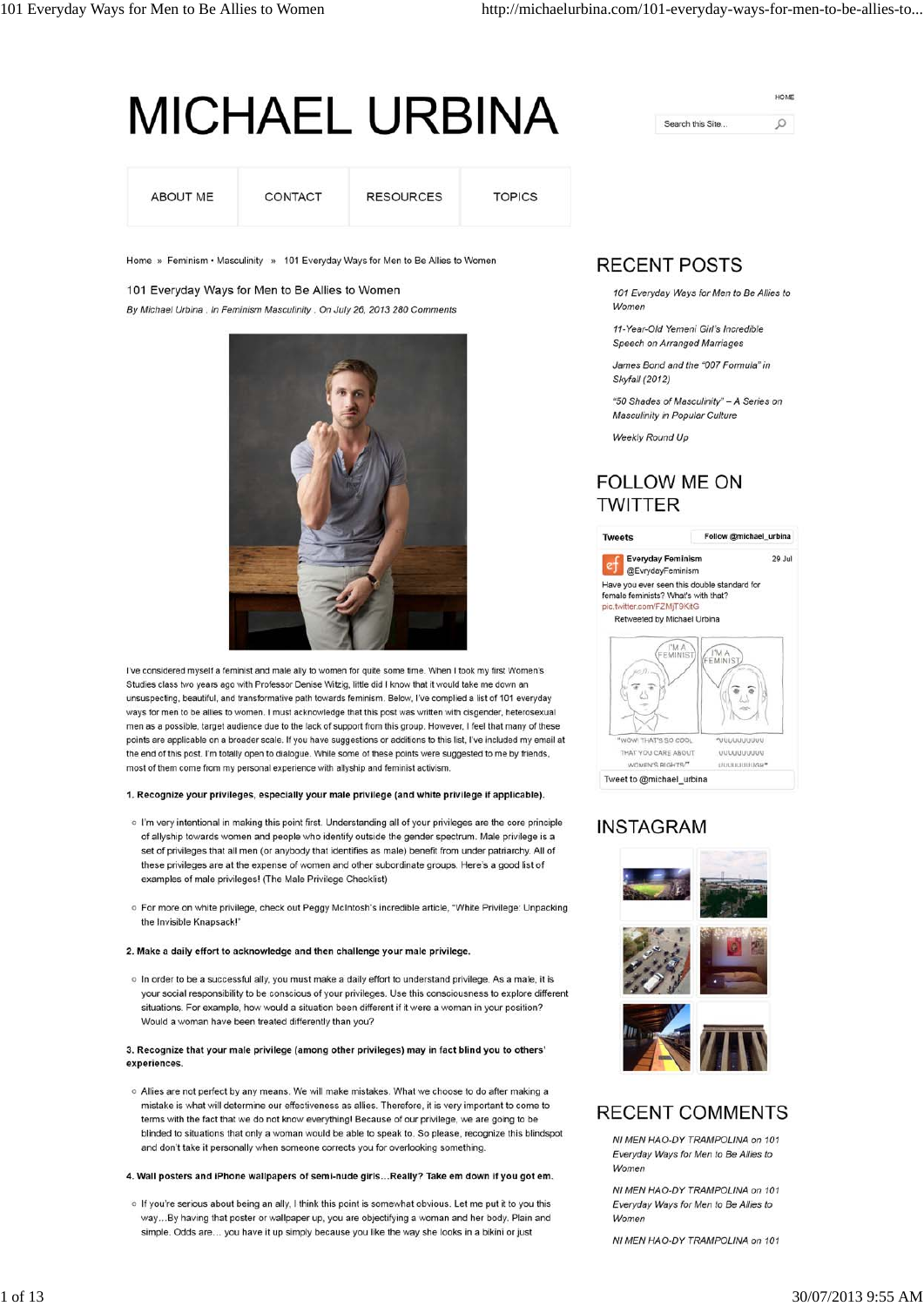# MICHAEL URBINA

HOME

Search this Site...

ABOUT ME | CONTACT | RESOURCES | TOPICS

Home » Feminism • Masculinity » 101 Everyday Ways for Men to Be Allies to Women

## 101 Everyday Ways for Men to Be Allies to Women

*By Michael Urbina . In Feminism Masculinity . On July 26, 2013 280 Comments*

I've considered myself a feminist and male ally to women for quite some time. When I took my first Women's Studies class two years ago with Professor Denise Witzig, little did I know that it would take me down an unsuspecting, beautiful, and transformative path towards feminism. Below, I've complied a list of 101 everyday ways for men to be allies to women. I must acknowledge that this post was written with cisgender, heterosexual men as a possible, target audience due to the lack of support from this group. However, I feel that many of these points are applicable on a broader scale. If you have suggestions or additions to this list, I've included my email at the end of this post. I'm totally open to dialogue. While some of these points were suggested to me by friends, most of them come from my personal experience with allyship and feminist activism.

**1. Recognize your privileges, especially your male privilege (and white privilege if applicable).**

- I'm very intentional in making this point first. Understanding all of your privileges are the core principle of allyship towards women and people who identify outside the gender spectrum. Male privilege is a set of privileges that all men (or anybody that identifies as male) benefit from under patriarchy. All of these privileges are at the expense of women and other subordinate groups. Here's a good list of examples of male privileges! (The Male Privilege Checklist)
- For more on white privilege, check out Peggy McIntosh's incredible article, "White Privilege: Unpacking the Invisible Knapsack!"

**2. Make a daily effort to acknowledge and then challenge your male privilege.**

- In order to be a successful ally, you must make a daily effort to understand privilege. As a male, it is your social responsibility to be conscious of your privileges. Use this consciousness to explore different situations. For example, how would a situation been different if it were a woman in your position? Would a woman have been treated differently than you?

**3. Recognize that your male privilege (among other privileges) may in fact blind you to others' experiences.**

- Allies are not perfect by any means. We will make mistakes. What we choose to do after making a mistake is what will determine our effectiveness as allies. Therefore, it is very important to come to terms with the fact that we do not know everything! Because of our privilege, we are going to be blinded to situations that only a woman would be able to speak to. So please, recognize this blindspot and don't take it personally when someone corrects you for overlooking something.

**4. Wall posters and iPhone wallpapers of semi-nude girls…Really? Take em down if you got em.**

- If you're serious about being an ally, I think this point is somewhat obvious. Let me put it to you this way…By having that poster or wallpaper up, you are objectifying a woman and her body. Plain and simple. Odds are… you have it up simply because you like the way she looks in a bikini or just

## RECENT POSTS

- *101 Everyday Ways for Men to Be Allies to Women*
- *11-Year-Old Yemeni Girl's Incredible Speech on Arranged Marriages*
- *James Bond and the "007 Formula" in Skyfall (2012)*
- *"50 Shades of Masculinity" – A Series on Masculinity in Popular Culture*
- *Weekly Round Up*

## FOLLOW ME ON TWITTER

Tweets — Follow @michael_urbina

Everyday Feminism @EvrydayFeminism — 29 Jul
Have you ever seen this double standard for female feminists? What's with that?
pic.twitter.com/FZMjT9KitG
Retweeted by Michael Urbina

Tweet to @michael_urbina

## INSTAGRAM

## RECENT COMMENTS

- *NI MEN HAO-DY TRAMPOLINA on 101 Everyday Ways for Men to Be Allies to Women*
- *NI MEN HAO-DY TRAMPOLINA on 101 Everyday Ways for Men to Be Allies to Women*
- *NI MEN HAO-DY TRAMPOLINA on 101*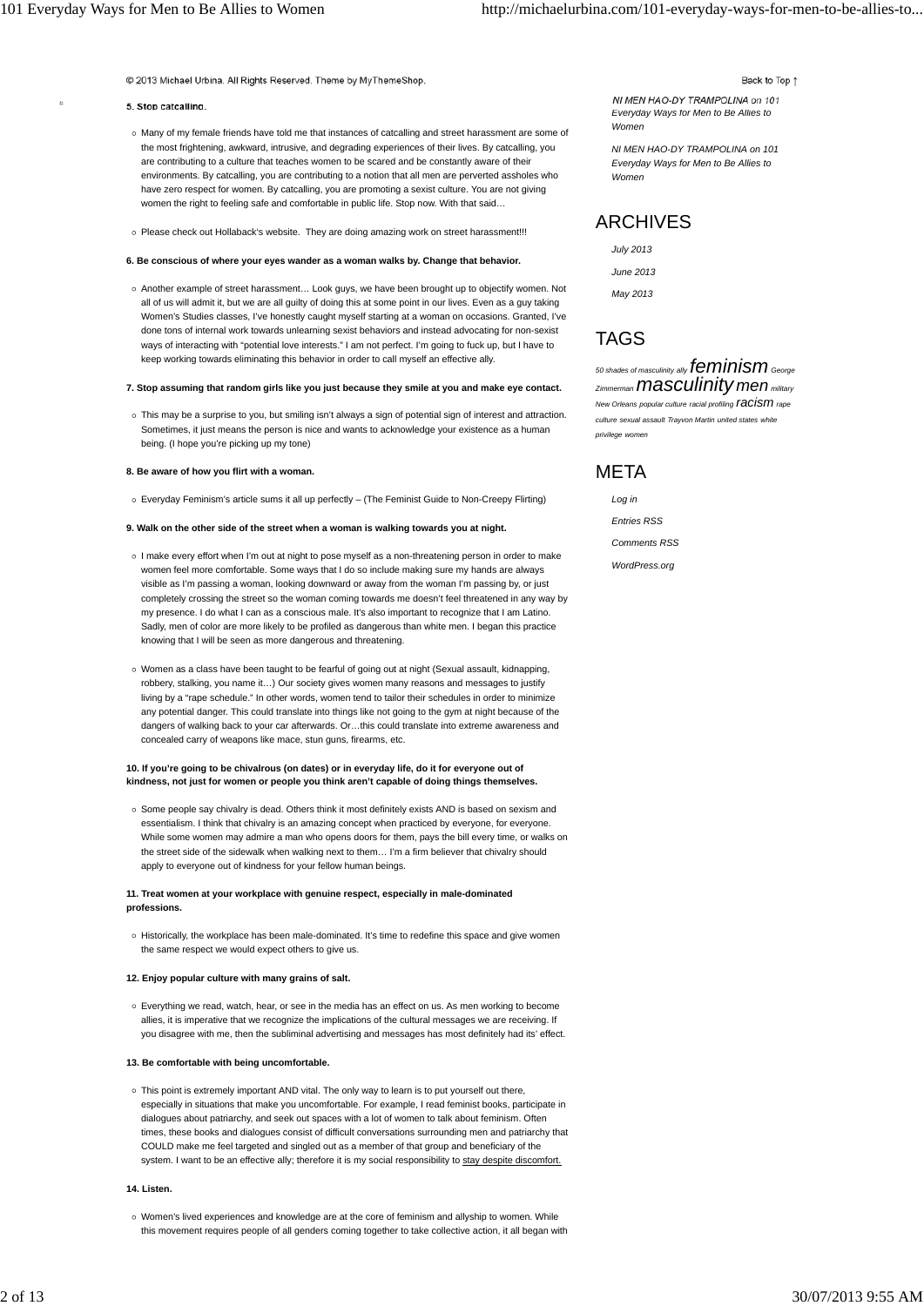**5. Stop catcalling.**

- Many of my female friends have told me that instances of catcalling and street harassment are some of the most frightening, awkward, intrusive, and degrading experiences of their lives. By catcalling, you are contributing to a culture that teaches women to be scared and be constantly aware of their environments. By catcalling, you are contributing to a notion that all men are perverted assholes who have zero respect for women. By catcalling, you are promoting a sexist culture. You are not giving women the right to feeling safe and comfortable in public life. Stop now. With that said…

- Please check out Hollaback's website. They are doing amazing work on street harassment!!!

**6. Be conscious of where your eyes wander as a woman walks by. Change that behavior.**

- Another example of street harassment… Look guys, we have been brought up to objectify women. Not all of us will admit it, but we are all guilty of doing this at some point in our lives. Even as a guy taking Women's Studies classes, I've honestly caught myself starting at a woman on occasions. Granted, I've done tons of internal work towards unlearning sexist behaviors and instead advocating for non-sexist ways of interacting with "potential love interests." I am not perfect. I'm going to fuck up, but I have to keep working towards eliminating this behavior in order to call myself an effective ally.

**7. Stop assuming that random girls like you just because they smile at you and make eye contact.**

- This may be a surprise to you, but smiling isn't always a sign of potential sign of interest and attraction. Sometimes, it just means the person is nice and wants to acknowledge your existence as a human being. (I hope you're picking up my tone)

**8. Be aware of how you flirt with a woman.**

- Everyday Feminism's article sums it all up perfectly – (The Feminist Guide to Non-Creepy Flirting)

**9. Walk on the other side of the street when a woman is walking towards you at night.**

- I make every effort when I'm out at night to pose myself as a non-threatening person in order to make women feel more comfortable. Some ways that I do so include making sure my hands are always visible as I'm passing a woman, looking downward or away from the woman I'm passing by, or just completely crossing the street so the woman coming towards me doesn't feel threatened in any way by my presence. I do what I can as a conscious male. It's also important to recognize that I am Latino. Sadly, men of color are more likely to be profiled as dangerous than white men. I began this practice knowing that I will be seen as more dangerous and threatening.

- Women as a class have been taught to be fearful of going out at night (Sexual assault, kidnapping, robbery, stalking, you name it…) Our society gives women many reasons and messages to justify living by a "rape schedule." In other words, women tend to tailor their schedules in order to minimize any potential danger. This could translate into things like not going to the gym at night because of the dangers of walking back to your car afterwards. Or…this could translate into extreme awareness and concealed carry of weapons like mace, stun guns, firearms, etc.

**10. If you're going to be chivalrous (on dates) or in everyday life, do it for everyone out of kindness, not just for women or people you think aren't capable of doing things themselves.**

- Some people say chivalry is dead. Others think it most definitely exists AND is based on sexism and essentialism. I think that chivalry is an amazing concept when practiced by everyone, for everyone. While some women may admire a man who opens doors for them, pays the bill every time, or walks on the street side of the sidewalk when walking next to them… I'm a firm believer that chivalry should apply to everyone out of kindness for your fellow human beings.

**11. Treat women at your workplace with genuine respect, especially in male-dominated professions.**

- Historically, the workplace has been male-dominated. It's time to redefine this space and give women the same respect we would expect others to give us.

**12. Enjoy popular culture with many grains of salt.**

- Everything we read, watch, hear, or see in the media has an effect on us. As men working to become allies, it is imperative that we recognize the implications of the cultural messages we are receiving. If you disagree with me, then the subliminal advertising and messages has most definitely had its' effect.

**13. Be comfortable with being uncomfortable.**

- This point is extremely important AND vital. The only way to learn is to put yourself out there, especially in situations that make you uncomfortable. For example, I read feminist books, participate in dialogues about patriarchy, and seek out spaces with a lot of women to talk about feminism. Often times, these books and dialogues consist of difficult conversations surrounding men and patriarchy that COULD make me feel targeted and singled out as a member of that group and beneficiary of the system. I want to be an effective ally; therefore it is my social responsibility to stay despite discomfort.

**14. Listen.**

- Women's lived experiences and knowledge are at the core of feminism and allyship to women. While this movement requires people of all genders coming together to take collective action, it all began with

NI MEN HAO-DY TRAMPOLINA on 101 Everyday Ways for Men to Be Allies to Women

NI MEN HAO-DY TRAMPOLINA on 101 Everyday Ways for Men to Be Allies to Women

## ARCHIVES

- July 2013
- June 2013
- May 2013

## TAGS

50 shades of masculinity ally feminism George Zimmerman masculinity men military New Orleans popular culture racial profiling racism rape culture sexual assault Trayvon Martin united states white privilege women

## META

- Log in
- Entries RSS
- Comments RSS
- WordPress.org

© 2013 Michael Urbina. All Rights Reserved. Theme by MyThemeShop.

Back to Top ↑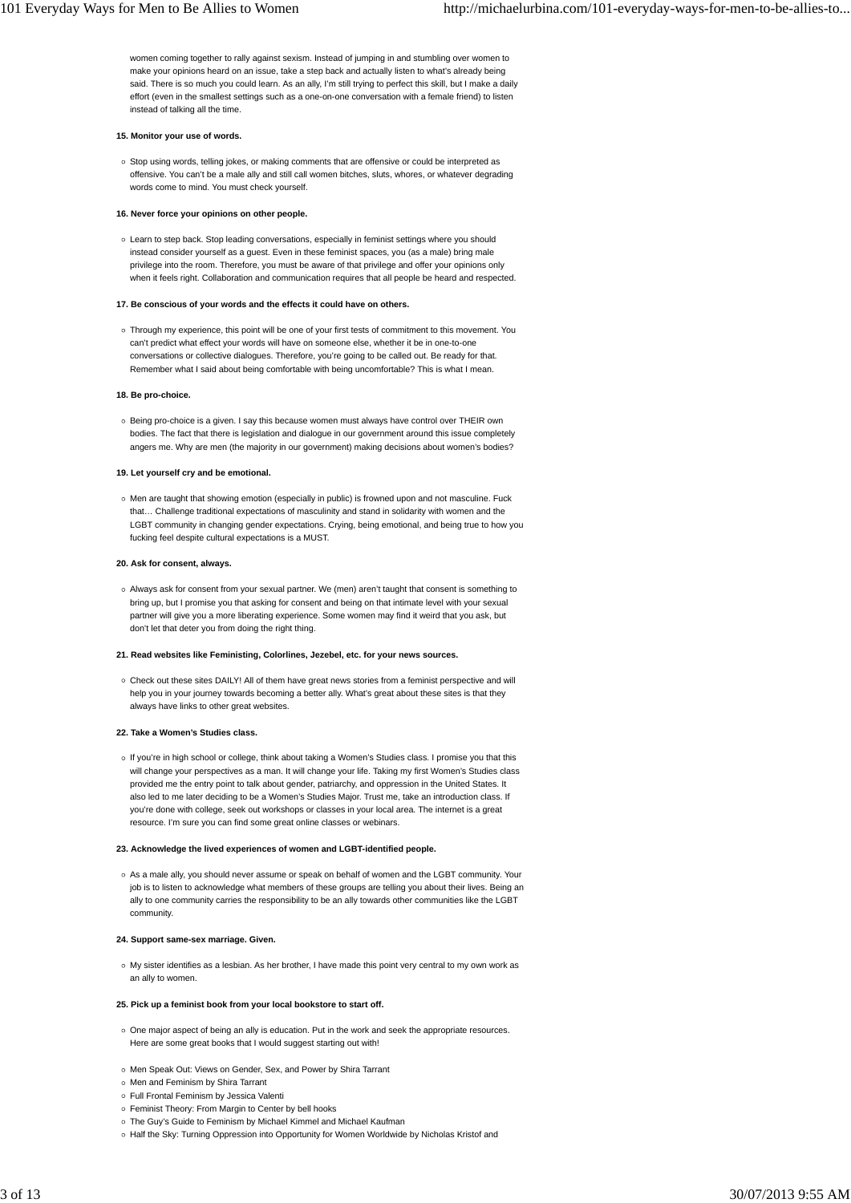women coming together to rally against sexism. Instead of jumping in and stumbling over women to make your opinions heard on an issue, take a step back and actually listen to what's already being said. There is so much you could learn. As an ally, I'm still trying to perfect this skill, but I make a daily effort (even in the smallest settings such as a one-on-one conversation with a female friend) to listen instead of talking all the time.

**15. Monitor your use of words.**

- Stop using words, telling jokes, or making comments that are offensive or could be interpreted as offensive. You can't be a male ally and still call women bitches, sluts, whores, or whatever degrading words come to mind. You must check yourself.

**16. Never force your opinions on other people.**

- Learn to step back. Stop leading conversations, especially in feminist settings where you should instead consider yourself as a guest. Even in these feminist spaces, you (as a male) bring male privilege into the room. Therefore, you must be aware of that privilege and offer your opinions only when it feels right. Collaboration and communication requires that all people be heard and respected.

**17. Be conscious of your words and the effects it could have on others.**

- Through my experience, this point will be one of your first tests of commitment to this movement. You can't predict what effect your words will have on someone else, whether it be in one-to-one conversations or collective dialogues. Therefore, you're going to be called out. Be ready for that. Remember what I said about being comfortable with being uncomfortable? This is what I mean.

**18. Be pro-choice.**

- Being pro-choice is a given. I say this because women must always have control over THEIR own bodies. The fact that there is legislation and dialogue in our government around this issue completely angers me. Why are men (the majority in our government) making decisions about women's bodies?

**19. Let yourself cry and be emotional.**

- Men are taught that showing emotion (especially in public) is frowned upon and not masculine. Fuck that… Challenge traditional expectations of masculinity and stand in solidarity with women and the LGBT community in changing gender expectations. Crying, being emotional, and being true to how you fucking feel despite cultural expectations is a MUST.

**20. Ask for consent, always.**

- Always ask for consent from your sexual partner. We (men) aren't taught that consent is something to bring up, but I promise you that asking for consent and being on that intimate level with your sexual partner will give you a more liberating experience. Some women may find it weird that you ask, but don't let that deter you from doing the right thing.

**21. Read websites like Feministing, Colorlines, Jezebel, etc. for your news sources.**

- Check out these sites DAILY! All of them have great news stories from a feminist perspective and will help you in your journey towards becoming a better ally. What's great about these sites is that they always have links to other great websites.

**22. Take a Women's Studies class.**

- If you're in high school or college, think about taking a Women's Studies class. I promise you that this will change your perspectives as a man. It will change your life. Taking my first Women's Studies class provided me the entry point to talk about gender, patriarchy, and oppression in the United States. It also led to me later deciding to be a Women's Studies Major. Trust me, take an introduction class. If you're done with college, seek out workshops or classes in your local area. The internet is a great resource. I'm sure you can find some great online classes or webinars.

**23. Acknowledge the lived experiences of women and LGBT-identified people.**

- As a male ally, you should never assume or speak on behalf of women and the LGBT community. Your job is to listen to acknowledge what members of these groups are telling you about their lives. Being an ally to one community carries the responsibility to be an ally towards other communities like the LGBT community.

**24. Support same-sex marriage. Given.**

- My sister identifies as a lesbian. As her brother, I have made this point very central to my own work as an ally to women.

**25. Pick up a feminist book from your local bookstore to start off.**

- One major aspect of being an ally is education. Put in the work and seek the appropriate resources. Here are some great books that I would suggest starting out with!
- Men Speak Out: Views on Gender, Sex, and Power by Shira Tarrant
- Men and Feminism by Shira Tarrant
- Full Frontal Feminism by Jessica Valenti
- Feminist Theory: From Margin to Center by bell hooks
- The Guy's Guide to Feminism by Michael Kimmel and Michael Kaufman
- Half the Sky: Turning Oppression into Opportunity for Women Worldwide by Nicholas Kristof and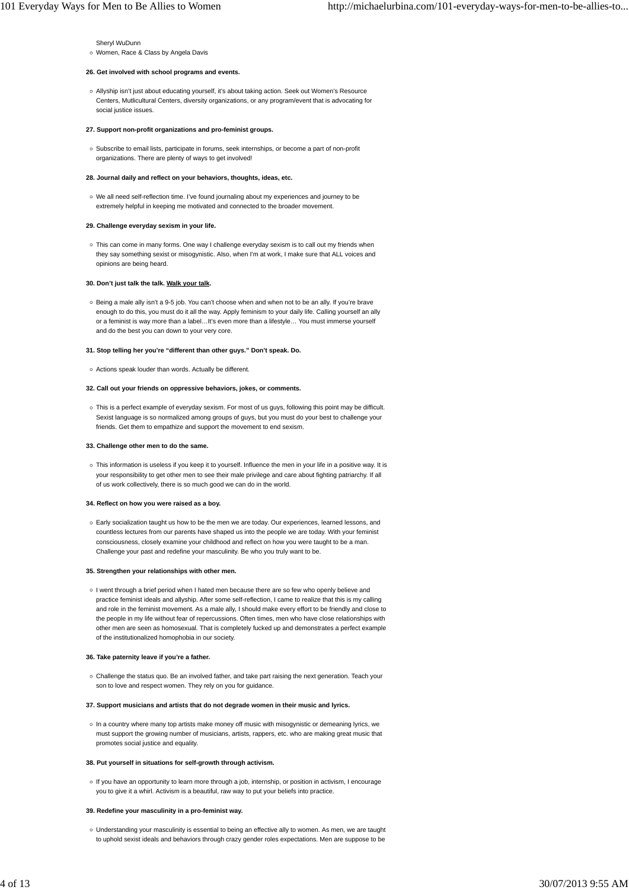Sheryl WuDunn
- Women, Race & Class by Angela Davis

**26. Get involved with school programs and events.**

- Allyship isn't just about educating yourself, it's about taking action. Seek out Women's Resource Centers, Mutlicultural Centers, diversity organizations, or any program/event that is advocating for social justice issues.

**27. Support non-profit organizations and pro-feminist groups.**

- Subscribe to email lists, participate in forums, seek internships, or become a part of non-profit organizations. There are plenty of ways to get involved!

**28. Journal daily and reflect on your behaviors, thoughts, ideas, etc.**

- We all need self-reflection time. I've found journaling about my experiences and journey to be extremely helpful in keeping me motivated and connected to the broader movement.

**29. Challenge everyday sexism in your life.**

- This can come in many forms. One way I challenge everyday sexism is to call out my friends when they say something sexist or misogynistic. Also, when I'm at work, I make sure that ALL voices and opinions are being heard.

**30. Don't just talk the talk. Walk your talk.**

- Being a male ally isn't a 9-5 job. You can't choose when and when not to be an ally. If you're brave enough to do this, you must do it all the way. Apply feminism to your daily life. Calling yourself an ally or a feminist is way more than a label…It's even more than a lifestyle… You must immerse yourself and do the best you can down to your very core.

**31. Stop telling her you're "different than other guys." Don't speak. Do.**

- Actions speak louder than words. Actually be different.

**32. Call out your friends on oppressive behaviors, jokes, or comments.**

- This is a perfect example of everyday sexism. For most of us guys, following this point may be difficult. Sexist language is so normalized among groups of guys, but you must do your best to challenge your friends. Get them to empathize and support the movement to end sexism.

**33. Challenge other men to do the same.**

- This information is useless if you keep it to yourself. Influence the men in your life in a positive way. It is your responsibility to get other men to see their male privilege and care about fighting patriarchy. If all of us work collectively, there is so much good we can do in the world.

**34. Reflect on how you were raised as a boy.**

- Early socialization taught us how to be the men we are today. Our experiences, learned lessons, and countless lectures from our parents have shaped us into the people we are today. With your feminist consciousness, closely examine your childhood and reflect on how you were taught to be a man. Challenge your past and redefine your masculinity. Be who you truly want to be.

**35. Strengthen your relationships with other men.**

- I went through a brief period when I hated men because there are so few who openly believe and practice feminist ideals and allyship. After some self-reflection, I came to realize that this is my calling and role in the feminist movement. As a male ally, I should make every effort to be friendly and close to the people in my life without fear of repercussions. Often times, men who have close relationships with other men are seen as homosexual. That is completely fucked up and demonstrates a perfect example of the institutionalized homophobia in our society.

**36. Take paternity leave if you're a father.**

- Challenge the status quo. Be an involved father, and take part raising the next generation. Teach your son to love and respect women. They rely on you for guidance.

**37. Support musicians and artists that do not degrade women in their music and lyrics.**

- In a country where many top artists make money off music with misogynistic or demeaning lyrics, we must support the growing number of musicians, artists, rappers, etc. who are making great music that promotes social justice and equality.

**38. Put yourself in situations for self-growth through activism.**

- If you have an opportunity to learn more through a job, internship, or position in activism, I encourage you to give it a whirl. Activism is a beautiful, raw way to put your beliefs into practice.

**39. Redefine your masculinity in a pro-feminist way.**

- Understanding your masculinity is essential to being an effective ally to women. As men, we are taught to uphold sexist ideals and behaviors through crazy gender roles expectations. Men are suppose to be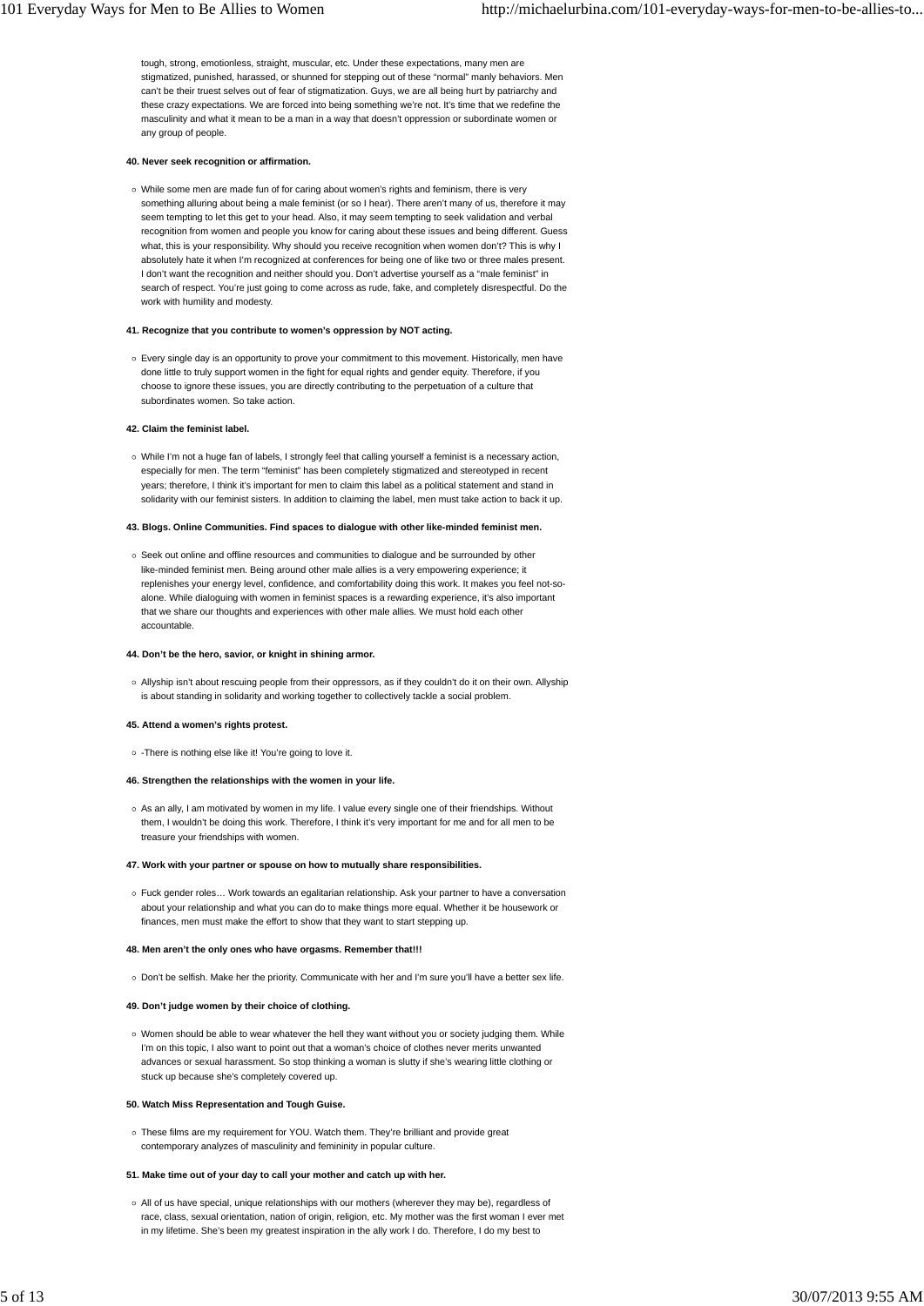tough, strong, emotionless, straight, muscular, etc. Under these expectations, many men are stigmatized, punished, harassed, or shunned for stepping out of these "normal" manly behaviors. Men can't be their truest selves out of fear of stigmatization. Guys, we are all being hurt by patriarchy and these crazy expectations. We are forced into being something we're not. It's time that we redefine the masculinity and what it mean to be a man in a way that doesn't oppression or subordinate women or any group of people.

**40. Never seek recognition or affirmation.**

- While some men are made fun of for caring about women's rights and feminism, there is very something alluring about being a male feminist (or so I hear). There aren't many of us, therefore it may seem tempting to let this get to your head. Also, it may seem tempting to seek validation and verbal recognition from women and people you know for caring about these issues and being different. Guess what, this is your responsibility. Why should you receive recognition when women don't? This is why I absolutely hate it when I'm recognized at conferences for being one of like two or three males present. I don't want the recognition and neither should you. Don't advertise yourself as a "male feminist" in search of respect. You're just going to come across as rude, fake, and completely disrespectful. Do the work with humility and modesty.

**41. Recognize that you contribute to women's oppression by NOT acting.**

- Every single day is an opportunity to prove your commitment to this movement. Historically, men have done little to truly support women in the fight for equal rights and gender equity. Therefore, if you choose to ignore these issues, you are directly contributing to the perpetuation of a culture that subordinates women. So take action.

**42. Claim the feminist label.**

- While I'm not a huge fan of labels, I strongly feel that calling yourself a feminist is a necessary action, especially for men. The term "feminist" has been completely stigmatized and stereotyped in recent years; therefore, I think it's important for men to claim this label as a political statement and stand in solidarity with our feminist sisters. In addition to claiming the label, men must take action to back it up.

**43. Blogs. Online Communities. Find spaces to dialogue with other like-minded feminist men.**

- Seek out online and offline resources and communities to dialogue and be surrounded by other like-minded feminist men. Being around other male allies is a very empowering experience; it replenishes your energy level, confidence, and comfortability doing this work. It makes you feel not-so-alone. While dialoguing with women in feminist spaces is a rewarding experience, it's also important that we share our thoughts and experiences with other male allies. We must hold each other accountable.

**44. Don't be the hero, savior, or knight in shining armor.**

- Allyship isn't about rescuing people from their oppressors, as if they couldn't do it on their own. Allyship is about standing in solidarity and working together to collectively tackle a social problem.

**45. Attend a women's rights protest.**

- -There is nothing else like it! You're going to love it.

**46. Strengthen the relationships with the women in your life.**

- As an ally, I am motivated by women in my life. I value every single one of their friendships. Without them, I wouldn't be doing this work. Therefore, I think it's very important for me and for all men to be treasure your friendships with women.

**47. Work with your partner or spouse on how to mutually share responsibilities.**

- Fuck gender roles… Work towards an egalitarian relationship. Ask your partner to have a conversation about your relationship and what you can do to make things more equal. Whether it be housework or finances, men must make the effort to show that they want to start stepping up.

**48. Men aren't the only ones who have orgasms. Remember that!!!**

- Don't be selfish. Make her the priority. Communicate with her and I'm sure you'll have a better sex life.

**49. Don't judge women by their choice of clothing.**

- Women should be able to wear whatever the hell they want without you or society judging them. While I'm on this topic, I also want to point out that a woman's choice of clothes never merits unwanted advances or sexual harassment. So stop thinking a woman is slutty if she's wearing little clothing or stuck up because she's completely covered up.

**50. Watch Miss Representation and Tough Guise.**

- These films are my requirement for YOU. Watch them. They're brilliant and provide great contemporary analyzes of masculinity and femininity in popular culture.

**51. Make time out of your day to call your mother and catch up with her.**

- All of us have special, unique relationships with our mothers (wherever they may be), regardless of race, class, sexual orientation, nation of origin, religion, etc. My mother was the first woman I ever met in my lifetime. She's been my greatest inspiration in the ally work I do. Therefore, I do my best to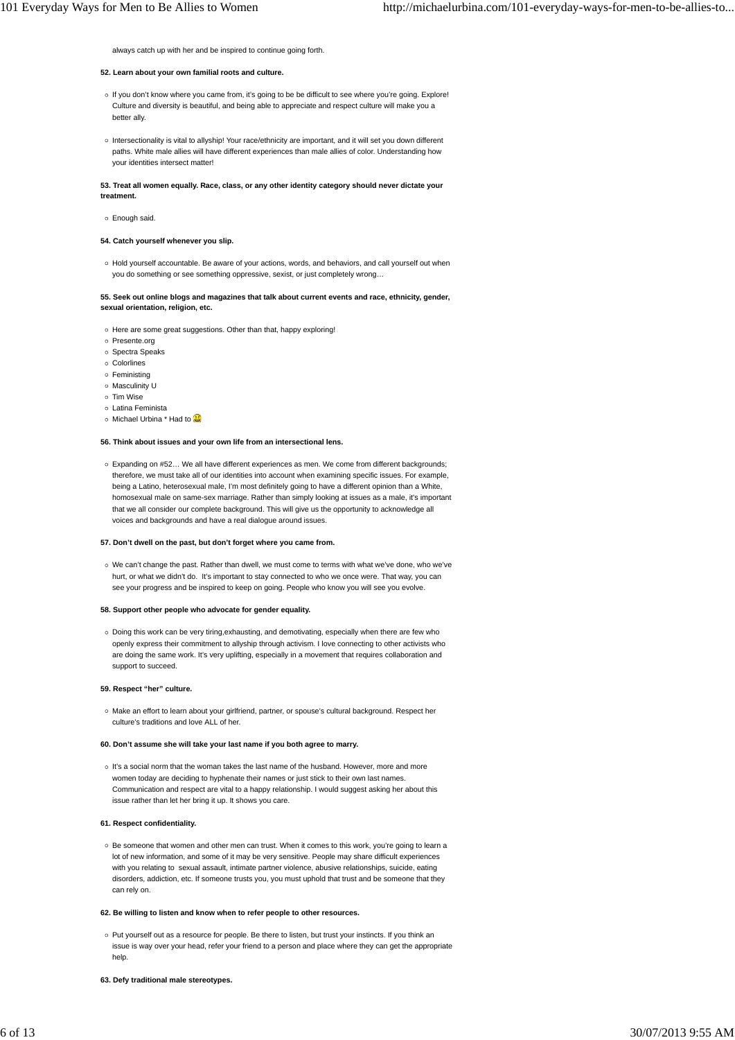always catch up with her and be inspired to continue going forth.

**52. Learn about your own familial roots and culture.**

- If you don't know where you came from, it's going to be be difficult to see where you're going. Explore! Culture and diversity is beautiful, and being able to appreciate and respect culture will make you a better ally.
- Intersectionality is vital to allyship! Your race/ethnicity are important, and it will set you down different paths. White male allies will have different experiences than male allies of color. Understanding how your identities intersect matter!

**53. Treat all women equally. Race, class, or any other identity category should never dictate your treatment.**

- Enough said.

**54. Catch yourself whenever you slip.**

- Hold yourself accountable. Be aware of your actions, words, and behaviors, and call yourself out when you do something or see something oppressive, sexist, or just completely wrong…

**55. Seek out online blogs and magazines that talk about current events and race, ethnicity, gender, sexual orientation, religion, etc.**

- Here are some great suggestions. Other than that, happy exploring!
- Presente.org
- Spectra Speaks
- Colorlines
- Feministing
- Masculinity U
- Tim Wise
- Latina Feminista
- Michael Urbina * Had to

**56. Think about issues and your own life from an intersectional lens.**

- Expanding on #52… We all have different experiences as men. We come from different backgrounds; therefore, we must take all of our identities into account when examining specific issues. For example, being a Latino, heterosexual male, I'm most definitely going to have a different opinion than a White, homosexual male on same-sex marriage. Rather than simply looking at issues as a male, it's important that we all consider our complete background. This will give us the opportunity to acknowledge all voices and backgrounds and have a real dialogue around issues.

**57. Don't dwell on the past, but don't forget where you came from.**

- We can't change the past. Rather than dwell, we must come to terms with what we've done, who we've hurt, or what we didn't do. It's important to stay connected to who we once were. That way, you can see your progress and be inspired to keep on going. People who know you will see you evolve.

**58. Support other people who advocate for gender equality.**

- Doing this work can be very tiring,exhausting, and demotivating, especially when there are few who openly express their commitment to allyship through activism. I love connecting to other activists who are doing the same work. It's very uplifting, especially in a movement that requires collaboration and support to succeed.

**59. Respect "her" culture.**

- Make an effort to learn about your girlfriend, partner, or spouse's cultural background. Respect her culture's traditions and love ALL of her.

**60. Don't assume she will take your last name if you both agree to marry.**

- It's a social norm that the woman takes the last name of the husband. However, more and more women today are deciding to hyphenate their names or just stick to their own last names. Communication and respect are vital to a happy relationship. I would suggest asking her about this issue rather than let her bring it up. It shows you care.

**61. Respect confidentiality.**

- Be someone that women and other men can trust. When it comes to this work, you're going to learn a lot of new information, and some of it may be very sensitive. People may share difficult experiences with you relating to sexual assault, intimate partner violence, abusive relationships, suicide, eating disorders, addiction, etc. If someone trusts you, you must uphold that trust and be someone that they can rely on.

**62. Be willing to listen and know when to refer people to other resources.**

- Put yourself out as a resource for people. Be there to listen, but trust your instincts. If you think an issue is way over your head, refer your friend to a person and place where they can get the appropriate help.

**63. Defy traditional male stereotypes.**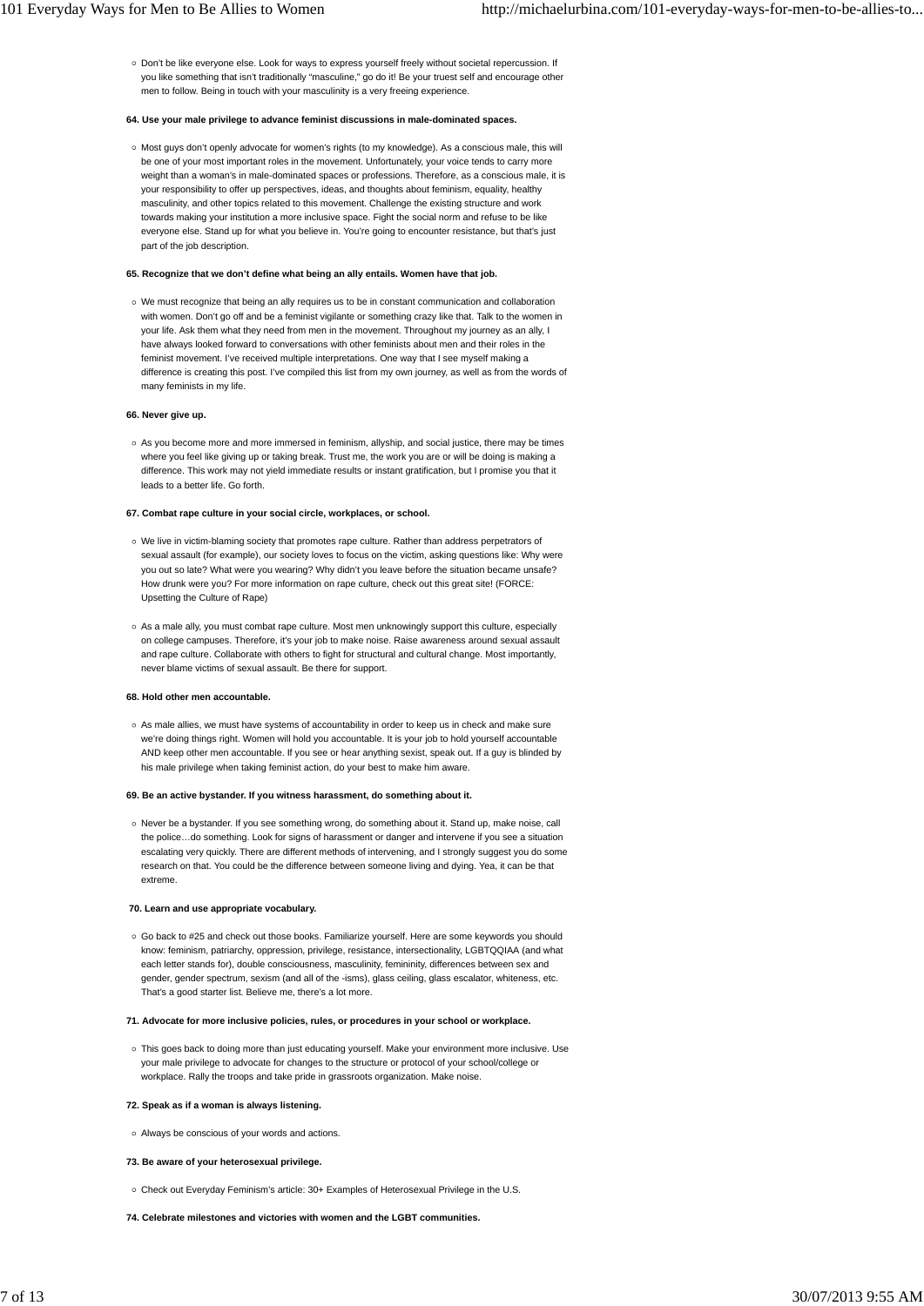- Don't be like everyone else. Look for ways to express yourself freely without societal repercussion. If you like something that isn't traditionally "masculine," go do it! Be your truest self and encourage other men to follow. Being in touch with your masculinity is a very freeing experience.

**64. Use your male privilege to advance feminist discussions in male-dominated spaces.**

- Most guys don't openly advocate for women's rights (to my knowledge). As a conscious male, this will be one of your most important roles in the movement. Unfortunately, your voice tends to carry more weight than a woman's in male-dominated spaces or professions. Therefore, as a conscious male, it is your responsibility to offer up perspectives, ideas, and thoughts about feminism, equality, healthy masculinity, and other topics related to this movement. Challenge the existing structure and work towards making your institution a more inclusive space. Fight the social norm and refuse to be like everyone else. Stand up for what you believe in. You're going to encounter resistance, but that's just part of the job description.

**65. Recognize that we don't define what being an ally entails. Women have that job.**

- We must recognize that being an ally requires us to be in constant communication and collaboration with women. Don't go off and be a feminist vigilante or something crazy like that. Talk to the women in your life. Ask them what they need from men in the movement. Throughout my journey as an ally, I have always looked forward to conversations with other feminists about men and their roles in the feminist movement. I've received multiple interpretations. One way that I see myself making a difference is creating this post. I've compiled this list from my own journey, as well as from the words of many feminists in my life.

**66. Never give up.**

- As you become more and more immersed in feminism, allyship, and social justice, there may be times where you feel like giving up or taking break. Trust me, the work you are or will be doing is making a difference. This work may not yield immediate results or instant gratification, but I promise you that it leads to a better life. Go forth.

**67. Combat rape culture in your social circle, workplaces, or school.**

- We live in victim-blaming society that promotes rape culture. Rather than address perpetrators of sexual assault (for example), our society loves to focus on the victim, asking questions like: Why were you out so late? What were you wearing? Why didn't you leave before the situation became unsafe? How drunk were you? For more information on rape culture, check out this great site! (FORCE: Upsetting the Culture of Rape)
- As a male ally, you must combat rape culture. Most men unknowingly support this culture, especially on college campuses. Therefore, it's your job to make noise. Raise awareness around sexual assault and rape culture. Collaborate with others to fight for structural and cultural change. Most importantly, never blame victims of sexual assault. Be there for support.

**68. Hold other men accountable.**

- As male allies, we must have systems of accountability in order to keep us in check and make sure we're doing things right. Women will hold you accountable. It is your job to hold yourself accountable AND keep other men accountable. If you see or hear anything sexist, speak out. If a guy is blinded by his male privilege when taking feminist action, do your best to make him aware.

**69. Be an active bystander. If you witness harassment, do something about it.**

- Never be a bystander. If you see something wrong, do something about it. Stand up, make noise, call the police…do something. Look for signs of harassment or danger and intervene if you see a situation escalating very quickly. There are different methods of intervening, and I strongly suggest you do some research on that. You could be the difference between someone living and dying. Yea, it can be that extreme.

**70. Learn and use appropriate vocabulary.**

- Go back to #25 and check out those books. Familiarize yourself. Here are some keywords you should know: feminism, patriarchy, oppression, privilege, resistance, intersectionality, LGBTQQIAA (and what each letter stands for), double consciousness, masculinity, femininity, differences between sex and gender, gender spectrum, sexism (and all of the -isms), glass ceiling, glass escalator, whiteness, etc. That's a good starter list. Believe me, there's a lot more.

**71. Advocate for more inclusive policies, rules, or procedures in your school or workplace.**

- This goes back to doing more than just educating yourself. Make your environment more inclusive. Use your male privilege to advocate for changes to the structure or protocol of your school/college or workplace. Rally the troops and take pride in grassroots organization. Make noise.

**72. Speak as if a woman is always listening.**

- Always be conscious of your words and actions.

**73. Be aware of your heterosexual privilege.**

- Check out Everyday Feminism's article: 30+ Examples of Heterosexual Privilege in the U.S.

**74. Celebrate milestones and victories with women and the LGBT communities.**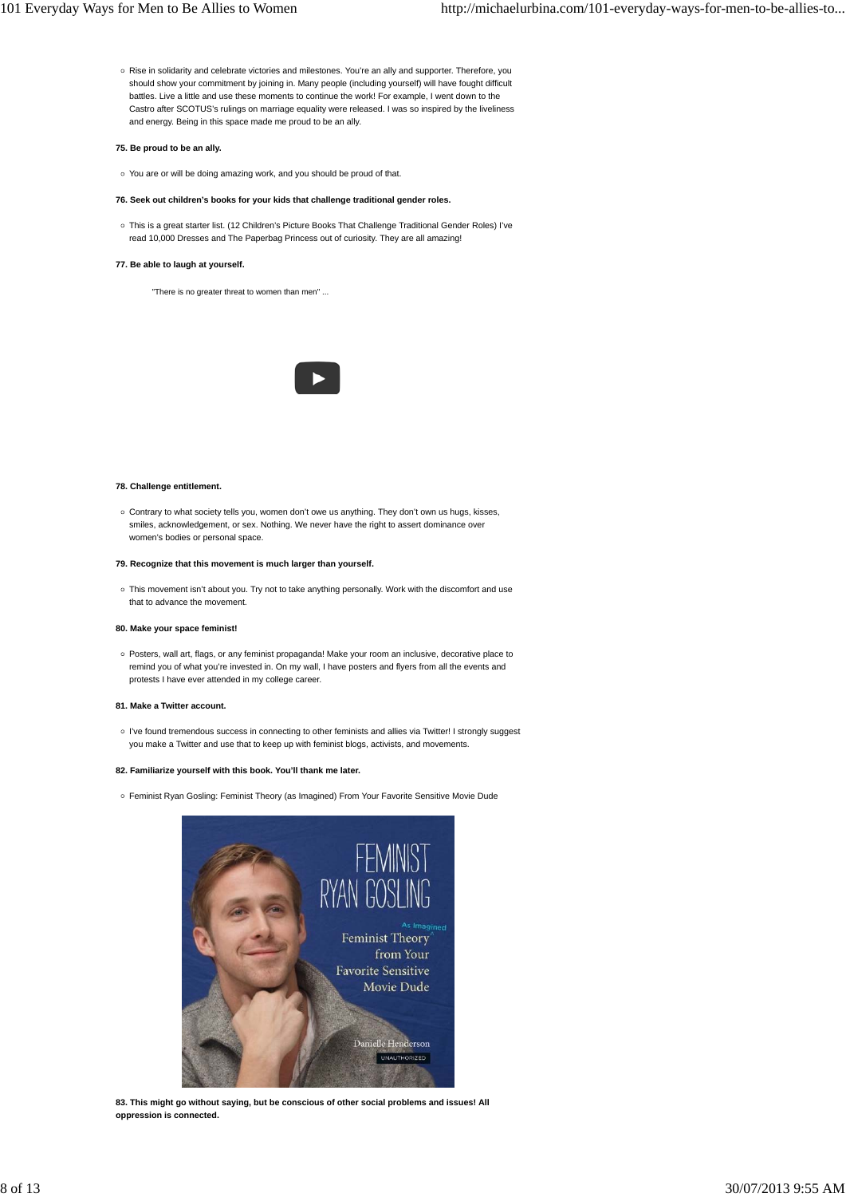- Rise in solidarity and celebrate victories and milestones. You're an ally and supporter. Therefore, you should show your commitment by joining in. Many people (including yourself) will have fought difficult battles. Live a little and use these moments to continue the work! For example, I went down to the Castro after SCOTUS's rulings on marriage equality were released. I was so inspired by the liveliness and energy. Being in this space made me proud to be an ally.

**75. Be proud to be an ally.**

- You are or will be doing amazing work, and you should be proud of that.

**76. Seek out children's books for your kids that challenge traditional gender roles.**

- This is a great starter list. (12 Children's Picture Books That Challenge Traditional Gender Roles) I've read 10,000 Dresses and The Paperbag Princess out of curiosity. They are all amazing!

**77. Be able to laugh at yourself.**

"There is no greater threat to women than men" ...

**78. Challenge entitlement.**

- Contrary to what society tells you, women don't owe us anything. They don't own us hugs, kisses, smiles, acknowledgement, or sex. Nothing. We never have the right to assert dominance over women's bodies or personal space.

**79. Recognize that this movement is much larger than yourself.**

- This movement isn't about you. Try not to take anything personally. Work with the discomfort and use that to advance the movement.

**80. Make your space feminist!**

- Posters, wall art, flags, or any feminist propaganda! Make your room an inclusive, decorative place to remind you of what you're invested in. On my wall, I have posters and flyers from all the events and protests I have ever attended in my college career.

**81. Make a Twitter account.**

- I've found tremendous success in connecting to other feminists and allies via Twitter! I strongly suggest you make a Twitter and use that to keep up with feminist blogs, activists, and movements.

**82. Familiarize yourself with this book. You'll thank me later.**

- Feminist Ryan Gosling: Feminist Theory (as Imagined) From Your Favorite Sensitive Movie Dude

**83. This might go without saying, but be conscious of other social problems and issues! All oppression is connected.**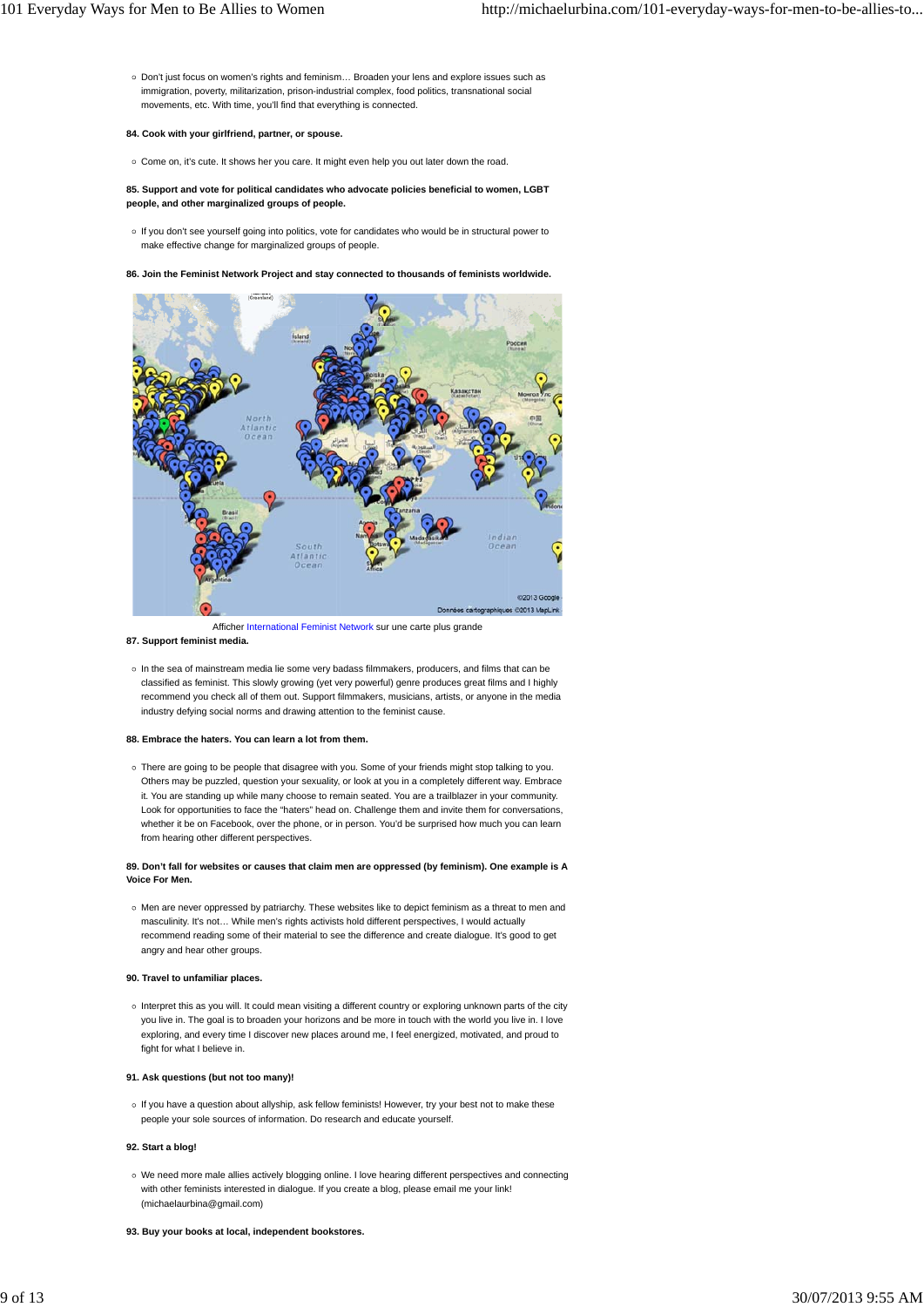- Don't just focus on women's rights and feminism… Broaden your lens and explore issues such as immigration, poverty, militarization, prison-industrial complex, food politics, transnational social movements, etc. With time, you'll find that everything is connected.

**84. Cook with your girlfriend, partner, or spouse.**

- Come on, it's cute. It shows her you care. It might even help you out later down the road.

**85. Support and vote for political candidates who advocate policies beneficial to women, LGBT people, and other marginalized groups of people.**

- If you don't see yourself going into politics, vote for candidates who would be in structural power to make effective change for marginalized groups of people.

**86. Join the Feminist Network Project and stay connected to thousands of feminists worldwide.**

Afficher International Feminist Network sur une carte plus grande

**87. Support feminist media.**

- In the sea of mainstream media lie some very badass filmmakers, producers, and films that can be classified as feminist. This slowly growing (yet very powerful) genre produces great films and I highly recommend you check all of them out. Support filmmakers, musicians, artists, or anyone in the media industry defying social norms and drawing attention to the feminist cause.

**88. Embrace the haters. You can learn a lot from them.**

- There are going to be people that disagree with you. Some of your friends might stop talking to you. Others may be puzzled, question your sexuality, or look at you in a completely different way. Embrace it. You are standing up while many choose to remain seated. You are a trailblazer in your community. Look for opportunities to face the "haters" head on. Challenge them and invite them for conversations, whether it be on Facebook, over the phone, or in person. You'd be surprised how much you can learn from hearing other different perspectives.

**89. Don't fall for websites or causes that claim men are oppressed (by feminism). One example is A Voice For Men.**

- Men are never oppressed by patriarchy. These websites like to depict feminism as a threat to men and masculinity. It's not… While men's rights activists hold different perspectives, I would actually recommend reading some of their material to see the difference and create dialogue. It's good to get angry and hear other groups.

**90. Travel to unfamiliar places.**

- Interpret this as you will. It could mean visiting a different country or exploring unknown parts of the city you live in. The goal is to broaden your horizons and be more in touch with the world you live in. I love exploring, and every time I discover new places around me, I feel energized, motivated, and proud to fight for what I believe in.

**91. Ask questions (but not too many)!**

- If you have a question about allyship, ask fellow feminists! However, try your best not to make these people your sole sources of information. Do research and educate yourself.

**92. Start a blog!**

- We need more male allies actively blogging online. I love hearing different perspectives and connecting with other feminists interested in dialogue. If you create a blog, please email me your link! (michaelaurbina@gmail.com)

**93. Buy your books at local, independent bookstores.**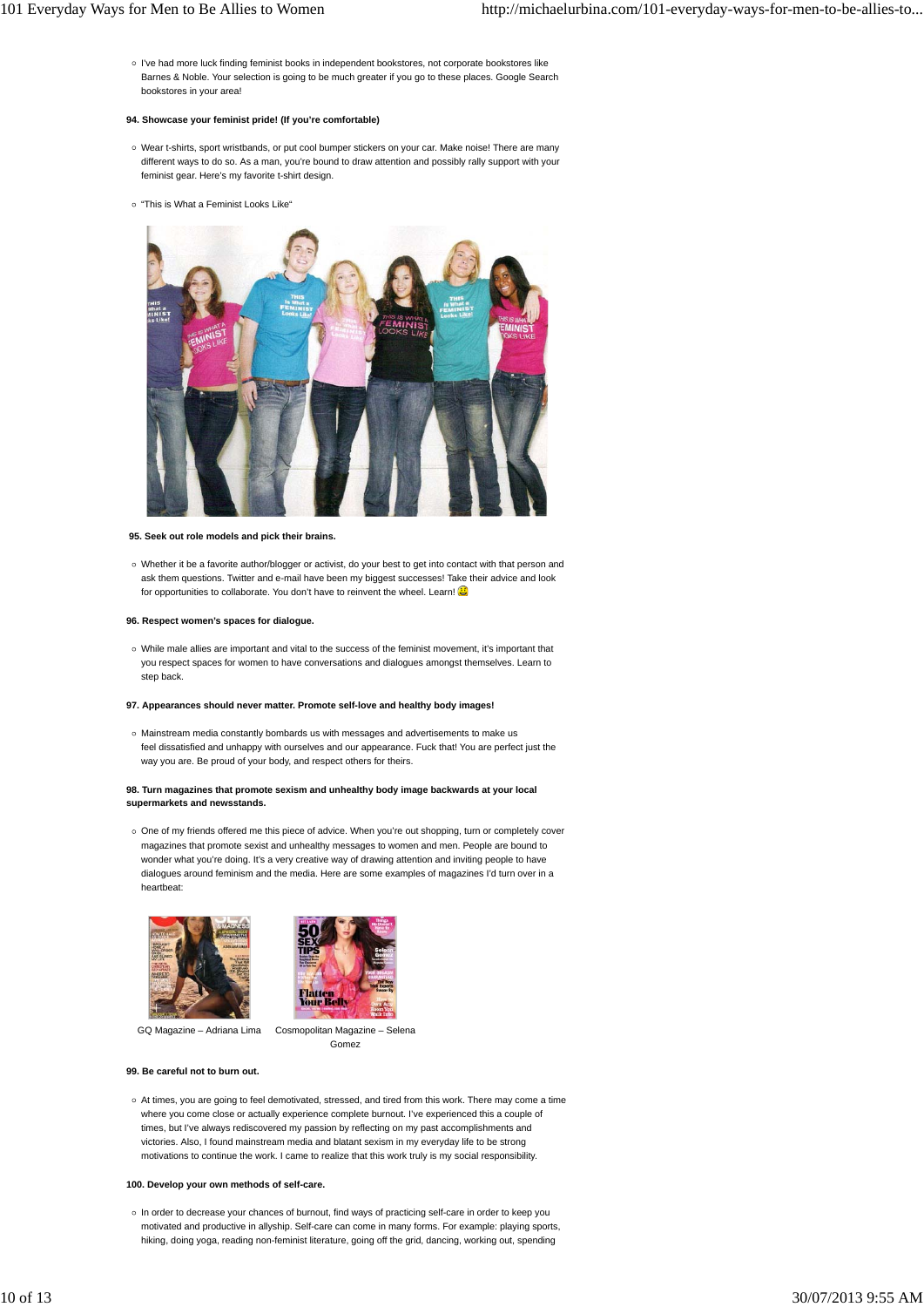- I've had more luck finding feminist books in independent bookstores, not corporate bookstores like Barnes & Noble. Your selection is going to be much greater if you go to these places. Google Search bookstores in your area!

**94. Showcase your feminist pride! (If you're comfortable)**

- Wear t-shirts, sport wristbands, or put cool bumper stickers on your car. Make noise! There are many different ways to do so. As a man, you're bound to draw attention and possibly rally support with your feminist gear. Here's my favorite t-shirt design.

- "This is What a Feminist Looks Like"

**95. Seek out role models and pick their brains.**

- Whether it be a favorite author/blogger or activist, do your best to get into contact with that person and ask them questions. Twitter and e-mail have been my biggest successes! Take their advice and look for opportunities to collaborate. You don't have to reinvent the wheel. Learn!

**96. Respect women's spaces for dialogue.**

- While male allies are important and vital to the success of the feminist movement, it's important that you respect spaces for women to have conversations and dialogues amongst themselves. Learn to step back.

**97. Appearances should never matter. Promote self-love and healthy body images!**

- Mainstream media constantly bombards us with messages and advertisements to make us feel dissatisfied and unhappy with ourselves and our appearance. Fuck that! You are perfect just the way you are. Be proud of your body, and respect others for theirs.

**98. Turn magazines that promote sexism and unhealthy body image backwards at your local supermarkets and newsstands.**

- One of my friends offered me this piece of advice. When you're out shopping, turn or completely cover magazines that promote sexist and unhealthy messages to women and men. People are bound to wonder what you're doing. It's a very creative way of drawing attention and inviting people to have dialogues around feminism and the media. Here are some examples of magazines I'd turn over in a heartbeat:

GQ Magazine – Adriana Lima

Cosmopolitan Magazine – Selena Gomez

**99. Be careful not to burn out.**

- At times, you are going to feel demotivated, stressed, and tired from this work. There may come a time where you come close or actually experience complete burnout. I've experienced this a couple of times, but I've always rediscovered my passion by reflecting on my past accomplishments and victories. Also, I found mainstream media and blatant sexism in my everyday life to be strong motivations to continue the work. I came to realize that this work truly is my social responsibility.

**100. Develop your own methods of self-care.**

- In order to decrease your chances of burnout, find ways of practicing self-care in order to keep you motivated and productive in allyship. Self-care can come in many forms. For example: playing sports, hiking, doing yoga, reading non-feminist literature, going off the grid, dancing, working out, spending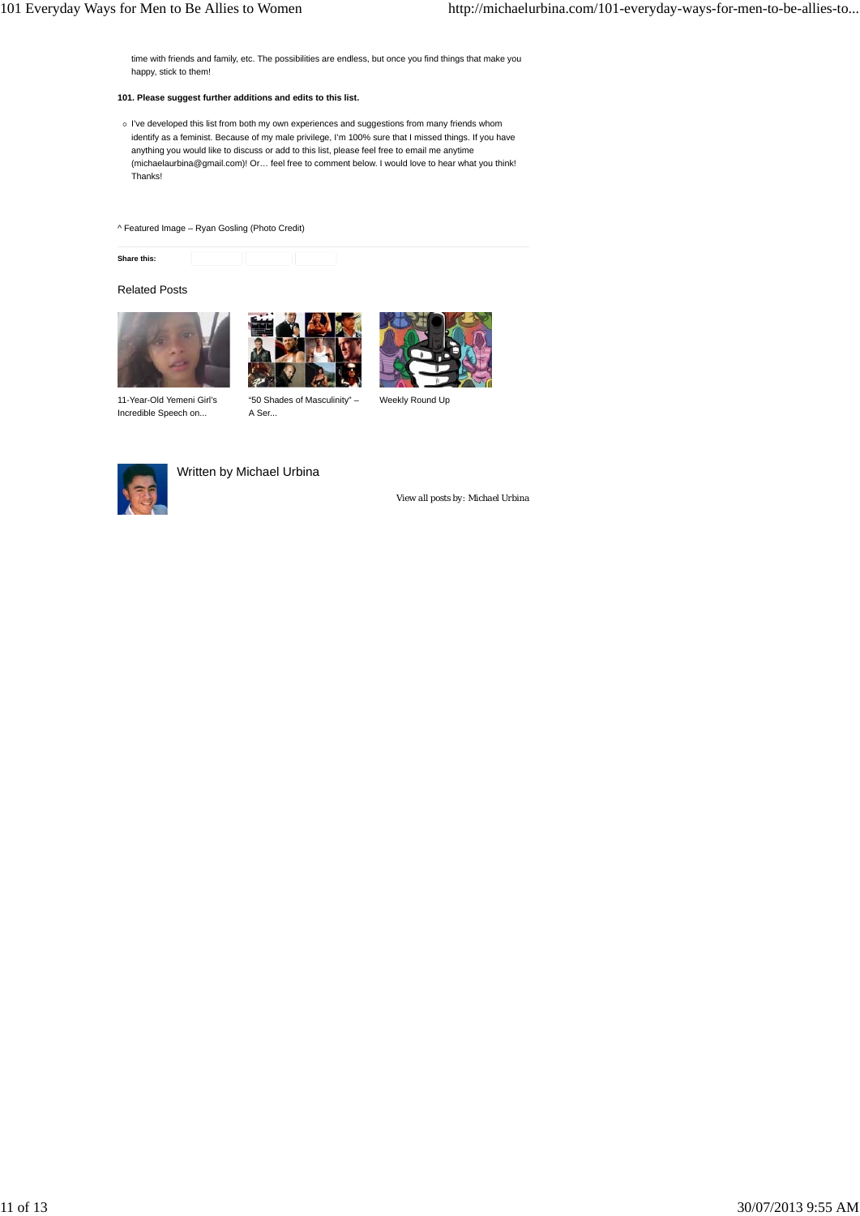time with friends and family, etc. The possibilities are endless, but once you find things that make you happy, stick to them!

**101. Please suggest further additions and edits to this list.**

- I've developed this list from both my own experiences and suggestions from many friends whom identify as a feminist. Because of my male privilege, I'm 100% sure that I missed things. If you have anything you would like to discuss or add to this list, please feel free to email me anytime (michaelaurbina@gmail.com)! Or… feel free to comment below. I would love to hear what you think! Thanks!

^ Featured Image – Ryan Gosling (Photo Credit)

**Share this:**

Related Posts

11-Year-Old Yemeni Girl's Incredible Speech on...

"50 Shades of Masculinity" – A Ser...

Weekly Round Up

Written by Michael Urbina

View all posts by: Michael Urbina